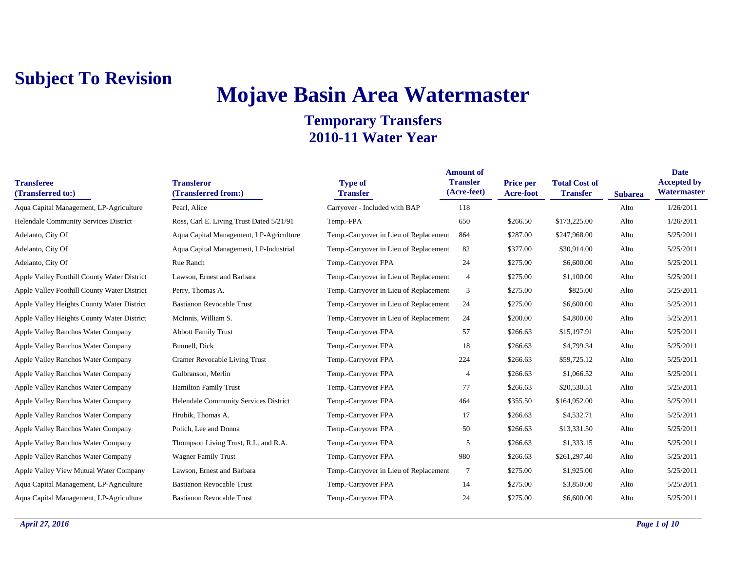**Subject To Revision**

# Mojave Basin Area Watermaster

## Temporary Transfers
## 2010-11 Water Year

| Transferee (Transferred to:) | Transferor (Transferred from:) | Type of Transfer | Amount of Transfer (Acre-feet) | Price per Acre-foot | Total Cost of Transfer | Subarea | Date Accepted by Watermaster |
|---|---|---|---|---|---|---|---|
| Aqua Capital Management, LP-Agriculture | Pearl, Alice | Carryover - Included with BAP | 118 | | | Alto | 1/26/2011 |
| Helendale Community Services District | Ross, Carl E. Living Trust Dated 5/21/91 | Temp.-FPA | 650 | $266.50 | $173,225.00 | Alto | 1/26/2011 |
| Adelanto, City Of | Aqua Capital Management, LP-Agriculture | Temp.-Carryover in Lieu of Replacement | 864 | $287.00 | $247,968.00 | Alto | 5/25/2011 |
| Adelanto, City Of | Aqua Capital Management, LP-Industrial | Temp.-Carryover in Lieu of Replacement | 82 | $377.00 | $30,914.00 | Alto | 5/25/2011 |
| Adelanto, City Of | Rue Ranch | Temp.-Carryover FPA | 24 | $275.00 | $6,600.00 | Alto | 5/25/2011 |
| Apple Valley Foothill County Water District | Lawson, Ernest and Barbara | Temp.-Carryover in Lieu of Replacement | 4 | $275.00 | $1,100.00 | Alto | 5/25/2011 |
| Apple Valley Foothill County Water District | Perry, Thomas A. | Temp.-Carryover in Lieu of Replacement | 3 | $275.00 | $825.00 | Alto | 5/25/2011 |
| Apple Valley Heights County Water District | Bastianon Revocable Trust | Temp.-Carryover in Lieu of Replacement | 24 | $275.00 | $6,600.00 | Alto | 5/25/2011 |
| Apple Valley Heights County Water District | McInnis, William S. | Temp.-Carryover in Lieu of Replacement | 24 | $200.00 | $4,800.00 | Alto | 5/25/2011 |
| Apple Valley Ranchos Water Company | Abbott Family Trust | Temp.-Carryover FPA | 57 | $266.63 | $15,197.91 | Alto | 5/25/2011 |
| Apple Valley Ranchos Water Company | Bunnell, Dick | Temp.-Carryover FPA | 18 | $266.63 | $4,799.34 | Alto | 5/25/2011 |
| Apple Valley Ranchos Water Company | Cramer Revocable Living Trust | Temp.-Carryover FPA | 224 | $266.63 | $59,725.12 | Alto | 5/25/2011 |
| Apple Valley Ranchos Water Company | Gulbranson, Merlin | Temp.-Carryover FPA | 4 | $266.63 | $1,066.52 | Alto | 5/25/2011 |
| Apple Valley Ranchos Water Company | Hamilton Family Trust | Temp.-Carryover FPA | 77 | $266.63 | $20,530.51 | Alto | 5/25/2011 |
| Apple Valley Ranchos Water Company | Helendale Community Services District | Temp.-Carryover FPA | 464 | $355.50 | $164,952.00 | Alto | 5/25/2011 |
| Apple Valley Ranchos Water Company | Hrubik, Thomas A. | Temp.-Carryover FPA | 17 | $266.63 | $4,532.71 | Alto | 5/25/2011 |
| Apple Valley Ranchos Water Company | Polich, Lee and Donna | Temp.-Carryover FPA | 50 | $266.63 | $13,331.50 | Alto | 5/25/2011 |
| Apple Valley Ranchos Water Company | Thompson Living Trust, R.L. and R.A. | Temp.-Carryover FPA | 5 | $266.63 | $1,333.15 | Alto | 5/25/2011 |
| Apple Valley Ranchos Water Company | Wagner Family Trust | Temp.-Carryover FPA | 980 | $266.63 | $261,297.40 | Alto | 5/25/2011 |
| Apple Valley View Mutual Water Company | Lawson, Ernest and Barbara | Temp.-Carryover in Lieu of Replacement | 7 | $275.00 | $1,925.00 | Alto | 5/25/2011 |
| Aqua Capital Management, LP-Agriculture | Bastianon Revocable Trust | Temp.-Carryover FPA | 14 | $275.00 | $3,850.00 | Alto | 5/25/2011 |
| Aqua Capital Management, LP-Agriculture | Bastianon Revocable Trust | Temp.-Carryover FPA | 24 | $275.00 | $6,600.00 | Alto | 5/25/2011 |

*April 27, 2016*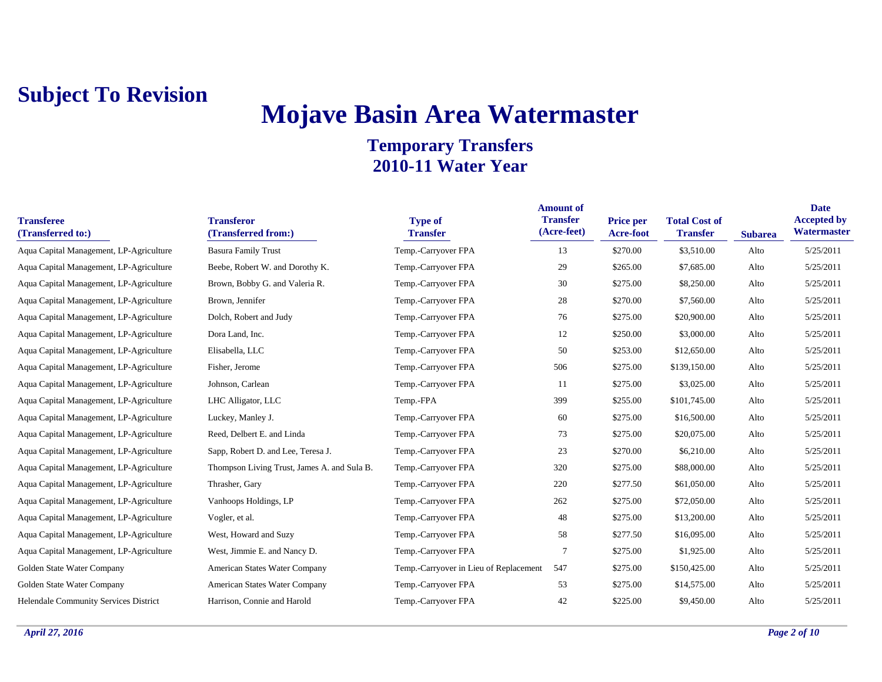**Subject To Revision**

# Mojave Basin Area Watermaster

## Temporary Transfers
## 2010-11 Water Year

| Transferee (Transferred to:) | Transferor (Transferred from:) | Type of Transfer | Amount of Transfer (Acre-feet) | Price per Acre-foot | Total Cost of Transfer | Subarea | Date Accepted by Watermaster |
|---|---|---|---|---|---|---|---|
| Aqua Capital Management, LP-Agriculture | Basura Family Trust | Temp.-Carryover FPA | 13 | $270.00 | $3,510.00 | Alto | 5/25/2011 |
| Aqua Capital Management, LP-Agriculture | Beebe, Robert W. and Dorothy K. | Temp.-Carryover FPA | 29 | $265.00 | $7,685.00 | Alto | 5/25/2011 |
| Aqua Capital Management, LP-Agriculture | Brown, Bobby G. and Valeria R. | Temp.-Carryover FPA | 30 | $275.00 | $8,250.00 | Alto | 5/25/2011 |
| Aqua Capital Management, LP-Agriculture | Brown, Jennifer | Temp.-Carryover FPA | 28 | $270.00 | $7,560.00 | Alto | 5/25/2011 |
| Aqua Capital Management, LP-Agriculture | Dolch, Robert and Judy | Temp.-Carryover FPA | 76 | $275.00 | $20,900.00 | Alto | 5/25/2011 |
| Aqua Capital Management, LP-Agriculture | Dora Land, Inc. | Temp.-Carryover FPA | 12 | $250.00 | $3,000.00 | Alto | 5/25/2011 |
| Aqua Capital Management, LP-Agriculture | Elisabella, LLC | Temp.-Carryover FPA | 50 | $253.00 | $12,650.00 | Alto | 5/25/2011 |
| Aqua Capital Management, LP-Agriculture | Fisher, Jerome | Temp.-Carryover FPA | 506 | $275.00 | $139,150.00 | Alto | 5/25/2011 |
| Aqua Capital Management, LP-Agriculture | Johnson, Carlean | Temp.-Carryover FPA | 11 | $275.00 | $3,025.00 | Alto | 5/25/2011 |
| Aqua Capital Management, LP-Agriculture | LHC Alligator, LLC | Temp.-FPA | 399 | $255.00 | $101,745.00 | Alto | 5/25/2011 |
| Aqua Capital Management, LP-Agriculture | Luckey, Manley J. | Temp.-Carryover FPA | 60 | $275.00 | $16,500.00 | Alto | 5/25/2011 |
| Aqua Capital Management, LP-Agriculture | Reed, Delbert E. and Linda | Temp.-Carryover FPA | 73 | $275.00 | $20,075.00 | Alto | 5/25/2011 |
| Aqua Capital Management, LP-Agriculture | Sapp, Robert D. and Lee, Teresa J. | Temp.-Carryover FPA | 23 | $270.00 | $6,210.00 | Alto | 5/25/2011 |
| Aqua Capital Management, LP-Agriculture | Thompson Living Trust, James A. and Sula B. | Temp.-Carryover FPA | 320 | $275.00 | $88,000.00 | Alto | 5/25/2011 |
| Aqua Capital Management, LP-Agriculture | Thrasher, Gary | Temp.-Carryover FPA | 220 | $277.50 | $61,050.00 | Alto | 5/25/2011 |
| Aqua Capital Management, LP-Agriculture | Vanhoops Holdings, LP | Temp.-Carryover FPA | 262 | $275.00 | $72,050.00 | Alto | 5/25/2011 |
| Aqua Capital Management, LP-Agriculture | Vogler, et al. | Temp.-Carryover FPA | 48 | $275.00 | $13,200.00 | Alto | 5/25/2011 |
| Aqua Capital Management, LP-Agriculture | West, Howard and Suzy | Temp.-Carryover FPA | 58 | $277.50 | $16,095.00 | Alto | 5/25/2011 |
| Aqua Capital Management, LP-Agriculture | West, Jimmie E. and Nancy D. | Temp.-Carryover FPA | 7 | $275.00 | $1,925.00 | Alto | 5/25/2011 |
| Golden State Water Company | American States Water Company | Temp.-Carryover in Lieu of Replacement | 547 | $275.00 | $150,425.00 | Alto | 5/25/2011 |
| Golden State Water Company | American States Water Company | Temp.-Carryover FPA | 53 | $275.00 | $14,575.00 | Alto | 5/25/2011 |
| Helendale Community Services District | Harrison, Connie and Harold | Temp.-Carryover FPA | 42 | $225.00 | $9,450.00 | Alto | 5/25/2011 |

*April 27, 2016*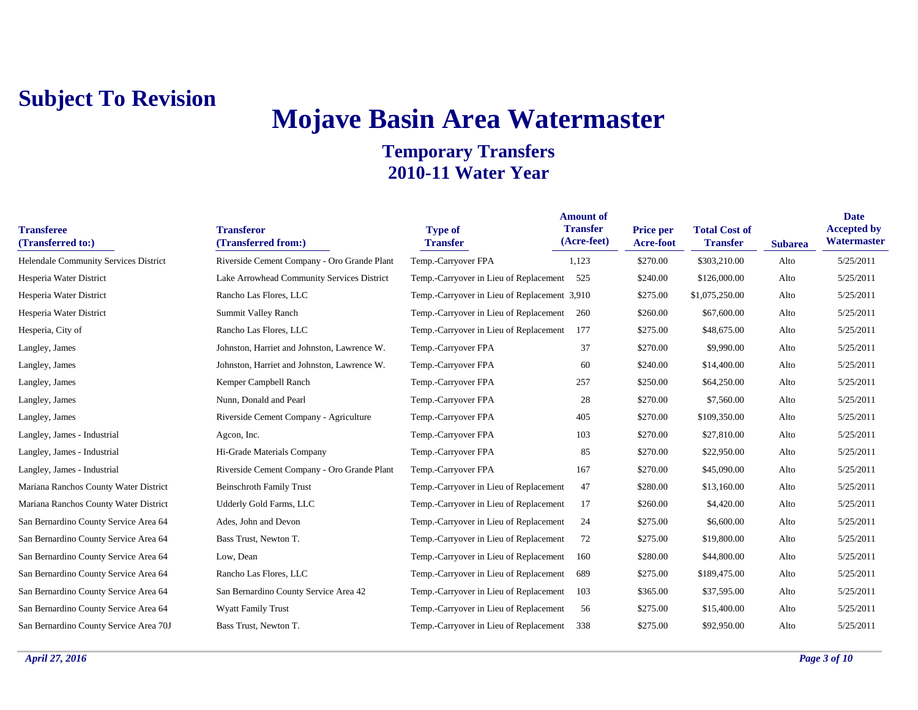**Subject To Revision**

# Mojave Basin Area Watermaster

## Temporary Transfers
## 2010-11 Water Year

| Transferee (Transferred to:) | Transferor (Transferred from:) | Type of Transfer | Amount of Transfer (Acre-feet) | Price per Acre-foot | Total Cost of Transfer | Subarea | Date Accepted by Watermaster |
|---|---|---|---|---|---|---|---|
| Helendale Community Services District | Riverside Cement Company - Oro Grande Plant | Temp.-Carryover FPA | 1,123 | $270.00 | $303,210.00 | Alto | 5/25/2011 |
| Hesperia Water District | Lake Arrowhead Community Services District | Temp.-Carryover in Lieu of Replacement | 525 | $240.00 | $126,000.00 | Alto | 5/25/2011 |
| Hesperia Water District | Rancho Las Flores, LLC | Temp.-Carryover in Lieu of Replacement | 3,910 | $275.00 | $1,075,250.00 | Alto | 5/25/2011 |
| Hesperia Water District | Summit Valley Ranch | Temp.-Carryover in Lieu of Replacement | 260 | $260.00 | $67,600.00 | Alto | 5/25/2011 |
| Hesperia, City of | Rancho Las Flores, LLC | Temp.-Carryover in Lieu of Replacement | 177 | $275.00 | $48,675.00 | Alto | 5/25/2011 |
| Langley, James | Johnston, Harriet and Johnston, Lawrence W. | Temp.-Carryover FPA | 37 | $270.00 | $9,990.00 | Alto | 5/25/2011 |
| Langley, James | Johnston, Harriet and Johnston, Lawrence W. | Temp.-Carryover FPA | 60 | $240.00 | $14,400.00 | Alto | 5/25/2011 |
| Langley, James | Kemper Campbell Ranch | Temp.-Carryover FPA | 257 | $250.00 | $64,250.00 | Alto | 5/25/2011 |
| Langley, James | Nunn, Donald and Pearl | Temp.-Carryover FPA | 28 | $270.00 | $7,560.00 | Alto | 5/25/2011 |
| Langley, James | Riverside Cement Company - Agriculture | Temp.-Carryover FPA | 405 | $270.00 | $109,350.00 | Alto | 5/25/2011 |
| Langley, James - Industrial | Agcon, Inc. | Temp.-Carryover FPA | 103 | $270.00 | $27,810.00 | Alto | 5/25/2011 |
| Langley, James - Industrial | Hi-Grade Materials Company | Temp.-Carryover FPA | 85 | $270.00 | $22,950.00 | Alto | 5/25/2011 |
| Langley, James - Industrial | Riverside Cement Company - Oro Grande Plant | Temp.-Carryover FPA | 167 | $270.00 | $45,090.00 | Alto | 5/25/2011 |
| Mariana Ranchos County Water District | Beinschroth Family Trust | Temp.-Carryover in Lieu of Replacement | 47 | $280.00 | $13,160.00 | Alto | 5/25/2011 |
| Mariana Ranchos County Water District | Udderly Gold Farms, LLC | Temp.-Carryover in Lieu of Replacement | 17 | $260.00 | $4,420.00 | Alto | 5/25/2011 |
| San Bernardino County Service Area 64 | Ades, John and Devon | Temp.-Carryover in Lieu of Replacement | 24 | $275.00 | $6,600.00 | Alto | 5/25/2011 |
| San Bernardino County Service Area 64 | Bass Trust, Newton T. | Temp.-Carryover in Lieu of Replacement | 72 | $275.00 | $19,800.00 | Alto | 5/25/2011 |
| San Bernardino County Service Area 64 | Low, Dean | Temp.-Carryover in Lieu of Replacement | 160 | $280.00 | $44,800.00 | Alto | 5/25/2011 |
| San Bernardino County Service Area 64 | Rancho Las Flores, LLC | Temp.-Carryover in Lieu of Replacement | 689 | $275.00 | $189,475.00 | Alto | 5/25/2011 |
| San Bernardino County Service Area 64 | San Bernardino County Service Area 42 | Temp.-Carryover in Lieu of Replacement | 103 | $365.00 | $37,595.00 | Alto | 5/25/2011 |
| San Bernardino County Service Area 64 | Wyatt Family Trust | Temp.-Carryover in Lieu of Replacement | 56 | $275.00 | $15,400.00 | Alto | 5/25/2011 |
| San Bernardino County Service Area 70J | Bass Trust, Newton T. | Temp.-Carryover in Lieu of Replacement | 338 | $275.00 | $92,950.00 | Alto | 5/25/2011 |

*April 27, 2016*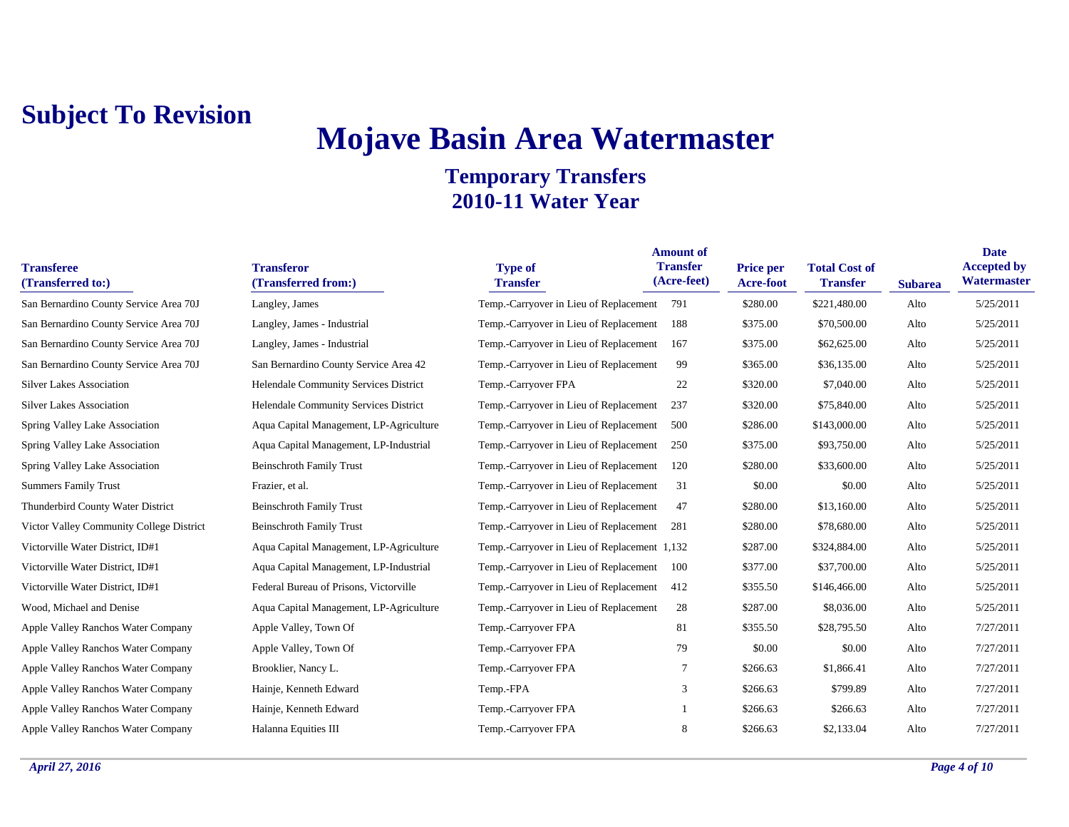# Subject To Revision

# Mojave Basin Area Watermaster

## Temporary Transfers
## 2010-11 Water Year

| Transferee (Transferred to:) | Transferor (Transferred from:) | Type of Transfer | Amount of Transfer (Acre-feet) | Price per Acre-foot | Total Cost of Transfer | Subarea | Date Accepted by Watermaster |
|---|---|---|---|---|---|---|---|
| San Bernardino County Service Area 70J | Langley, James | Temp.-Carryover in Lieu of Replacement | 791 | $280.00 | $221,480.00 | Alto | 5/25/2011 |
| San Bernardino County Service Area 70J | Langley, James - Industrial | Temp.-Carryover in Lieu of Replacement | 188 | $375.00 | $70,500.00 | Alto | 5/25/2011 |
| San Bernardino County Service Area 70J | Langley, James - Industrial | Temp.-Carryover in Lieu of Replacement | 167 | $375.00 | $62,625.00 | Alto | 5/25/2011 |
| San Bernardino County Service Area 70J | San Bernardino County Service Area 42 | Temp.-Carryover in Lieu of Replacement | 99 | $365.00 | $36,135.00 | Alto | 5/25/2011 |
| Silver Lakes Association | Helendale Community Services District | Temp.-Carryover FPA | 22 | $320.00 | $7,040.00 | Alto | 5/25/2011 |
| Silver Lakes Association | Helendale Community Services District | Temp.-Carryover in Lieu of Replacement | 237 | $320.00 | $75,840.00 | Alto | 5/25/2011 |
| Spring Valley Lake Association | Aqua Capital Management, LP-Agriculture | Temp.-Carryover in Lieu of Replacement | 500 | $286.00 | $143,000.00 | Alto | 5/25/2011 |
| Spring Valley Lake Association | Aqua Capital Management, LP-Industrial | Temp.-Carryover in Lieu of Replacement | 250 | $375.00 | $93,750.00 | Alto | 5/25/2011 |
| Spring Valley Lake Association | Beinschroth Family Trust | Temp.-Carryover in Lieu of Replacement | 120 | $280.00 | $33,600.00 | Alto | 5/25/2011 |
| Summers Family Trust | Frazier, et al. | Temp.-Carryover in Lieu of Replacement | 31 | $0.00 | $0.00 | Alto | 5/25/2011 |
| Thunderbird County Water District | Beinschroth Family Trust | Temp.-Carryover in Lieu of Replacement | 47 | $280.00 | $13,160.00 | Alto | 5/25/2011 |
| Victor Valley Community College District | Beinschroth Family Trust | Temp.-Carryover in Lieu of Replacement | 281 | $280.00 | $78,680.00 | Alto | 5/25/2011 |
| Victorville Water District, ID#1 | Aqua Capital Management, LP-Agriculture | Temp.-Carryover in Lieu of Replacement | 1,132 | $287.00 | $324,884.00 | Alto | 5/25/2011 |
| Victorville Water District, ID#1 | Aqua Capital Management, LP-Industrial | Temp.-Carryover in Lieu of Replacement | 100 | $377.00 | $37,700.00 | Alto | 5/25/2011 |
| Victorville Water District, ID#1 | Federal Bureau of Prisons, Victorville | Temp.-Carryover in Lieu of Replacement | 412 | $355.50 | $146,466.00 | Alto | 5/25/2011 |
| Wood, Michael and Denise | Aqua Capital Management, LP-Agriculture | Temp.-Carryover in Lieu of Replacement | 28 | $287.00 | $8,036.00 | Alto | 5/25/2011 |
| Apple Valley Ranchos Water Company | Apple Valley, Town Of | Temp.-Carryover FPA | 81 | $355.50 | $28,795.50 | Alto | 7/27/2011 |
| Apple Valley Ranchos Water Company | Apple Valley, Town Of | Temp.-Carryover FPA | 79 | $0.00 | $0.00 | Alto | 7/27/2011 |
| Apple Valley Ranchos Water Company | Brooklier, Nancy L. | Temp.-Carryover FPA | 7 | $266.63 | $1,866.41 | Alto | 7/27/2011 |
| Apple Valley Ranchos Water Company | Hainje, Kenneth Edward | Temp.-FPA | 3 | $266.63 | $799.89 | Alto | 7/27/2011 |
| Apple Valley Ranchos Water Company | Hainje, Kenneth Edward | Temp.-Carryover FPA | 1 | $266.63 | $266.63 | Alto | 7/27/2011 |
| Apple Valley Ranchos Water Company | Halanna Equities III | Temp.-Carryover FPA | 8 | $266.63 | $2,133.04 | Alto | 7/27/2011 |

*April 27, 2016*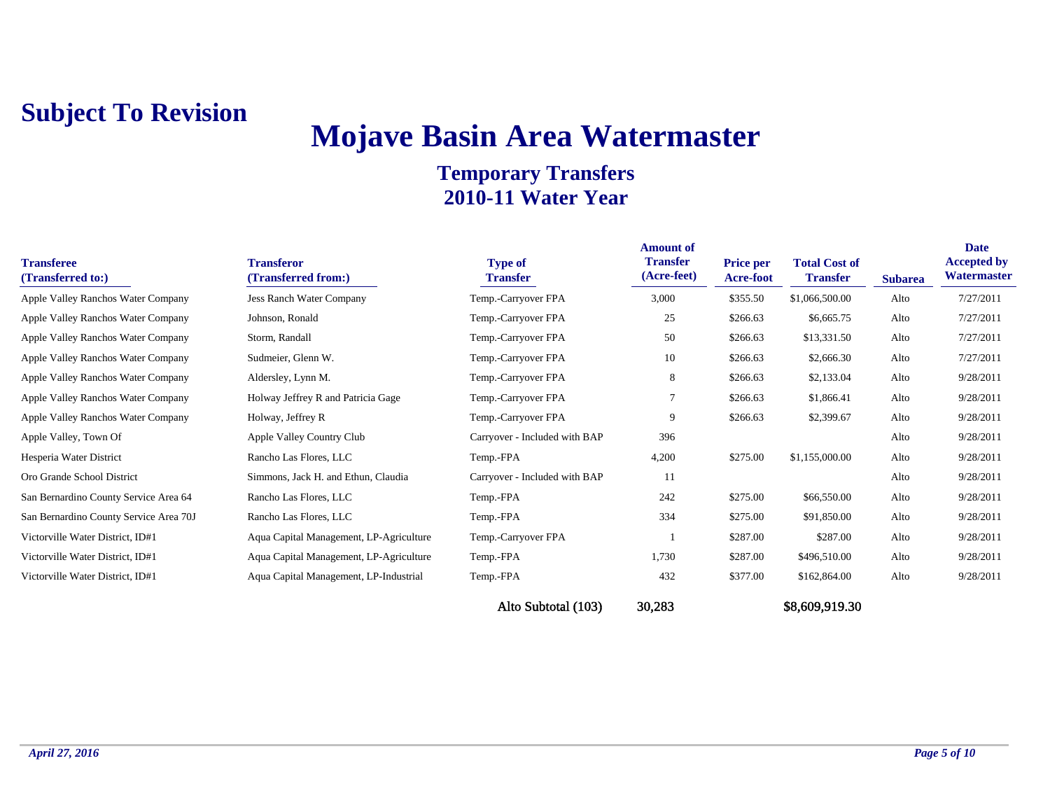**Subject To Revision**

# Mojave Basin Area Watermaster

## Temporary Transfers
## 2010-11 Water Year

| Transferee (Transferred to:) | Transferor (Transferred from:) | Type of Transfer | Amount of Transfer (Acre-feet) | Price per Acre-foot | Total Cost of Transfer | Subarea | Date Accepted by Watermaster |
|---|---|---|---|---|---|---|---|
| Apple Valley Ranchos Water Company | Jess Ranch Water Company | Temp.-Carryover FPA | 3,000 | $355.50 | $1,066,500.00 | Alto | 7/27/2011 |
| Apple Valley Ranchos Water Company | Johnson, Ronald | Temp.-Carryover FPA | 25 | $266.63 | $6,665.75 | Alto | 7/27/2011 |
| Apple Valley Ranchos Water Company | Storm, Randall | Temp.-Carryover FPA | 50 | $266.63 | $13,331.50 | Alto | 7/27/2011 |
| Apple Valley Ranchos Water Company | Sudmeier, Glenn W. | Temp.-Carryover FPA | 10 | $266.63 | $2,666.30 | Alto | 7/27/2011 |
| Apple Valley Ranchos Water Company | Aldersley, Lynn M. | Temp.-Carryover FPA | 8 | $266.63 | $2,133.04 | Alto | 9/28/2011 |
| Apple Valley Ranchos Water Company | Holway Jeffrey R and Patricia Gage | Temp.-Carryover FPA | 7 | $266.63 | $1,866.41 | Alto | 9/28/2011 |
| Apple Valley Ranchos Water Company | Holway, Jeffrey R | Temp.-Carryover FPA | 9 | $266.63 | $2,399.67 | Alto | 9/28/2011 |
| Apple Valley, Town Of | Apple Valley Country Club | Carryover - Included with BAP | 396 | | | Alto | 9/28/2011 |
| Hesperia Water District | Rancho Las Flores, LLC | Temp.-FPA | 4,200 | $275.00 | $1,155,000.00 | Alto | 9/28/2011 |
| Oro Grande School District | Simmons, Jack H. and Ethun, Claudia | Carryover - Included with BAP | 11 | | | Alto | 9/28/2011 |
| San Bernardino County Service Area 64 | Rancho Las Flores, LLC | Temp.-FPA | 242 | $275.00 | $66,550.00 | Alto | 9/28/2011 |
| San Bernardino County Service Area 70J | Rancho Las Flores, LLC | Temp.-FPA | 334 | $275.00 | $91,850.00 | Alto | 9/28/2011 |
| Victorville Water District, ID#1 | Aqua Capital Management, LP-Agriculture | Temp.-Carryover FPA | 1 | $287.00 | $287.00 | Alto | 9/28/2011 |
| Victorville Water District, ID#1 | Aqua Capital Management, LP-Agriculture | Temp.-FPA | 1,730 | $287.00 | $496,510.00 | Alto | 9/28/2011 |
| Victorville Water District, ID#1 | Aqua Capital Management, LP-Industrial | Temp.-FPA | 432 | $377.00 | $162,864.00 | Alto | 9/28/2011 |
| | | **Alto Subtotal (103)** | **30,283** | | **$8,609,919.30** | | |

*April 27, 2016*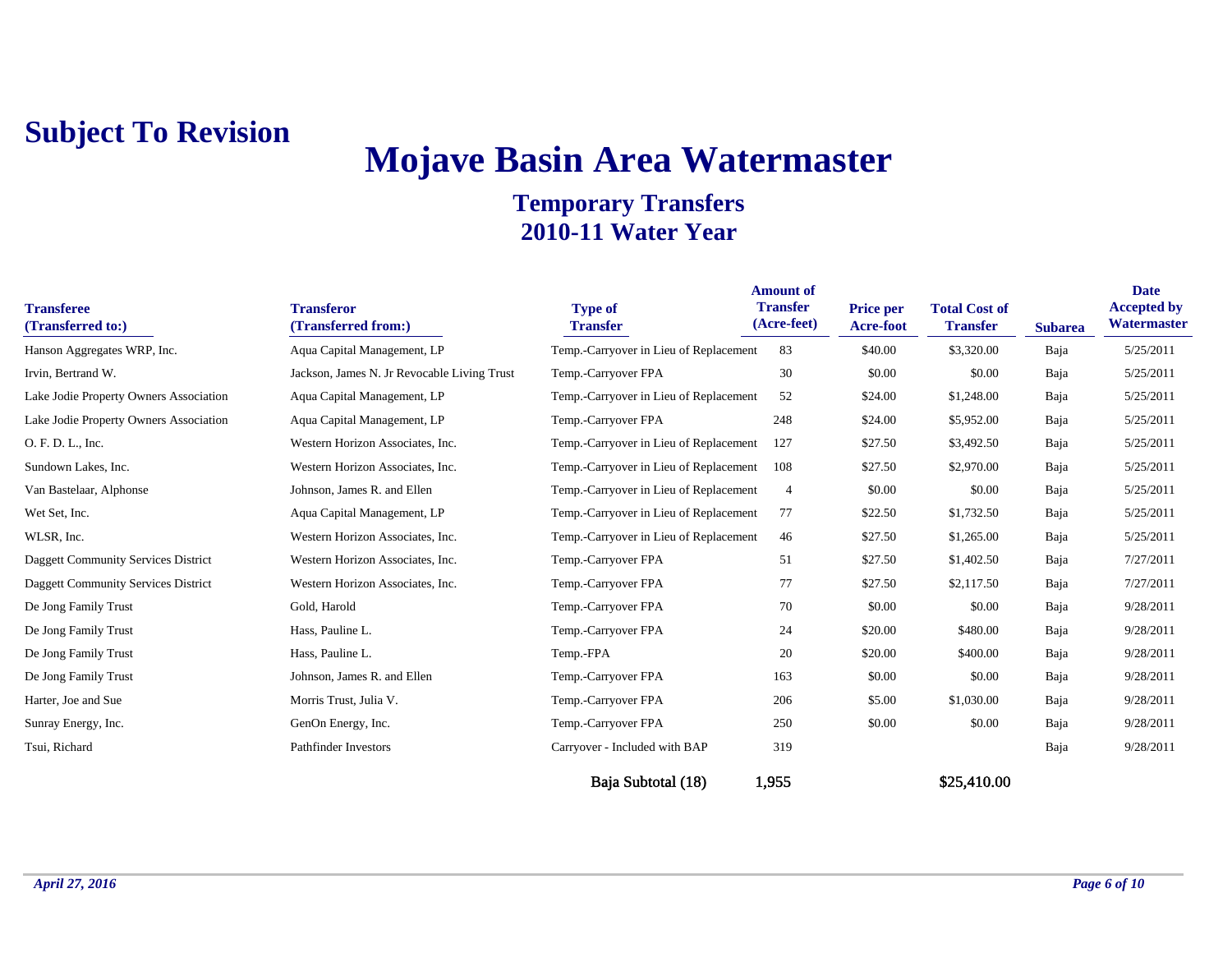**Subject To Revision**

# Mojave Basin Area Watermaster

## Temporary Transfers
## 2010-11 Water Year

| Transferee (Transferred to:) | Transferor (Transferred from:) | Type of Transfer | Amount of Transfer (Acre-feet) | Price per Acre-foot | Total Cost of Transfer | Subarea | Date Accepted by Watermaster |
|---|---|---|---|---|---|---|---|
| Hanson Aggregates WRP, Inc. | Aqua Capital Management, LP | Temp.-Carryover in Lieu of Replacement | 83 | $40.00 | $3,320.00 | Baja | 5/25/2011 |
| Irvin, Bertrand W. | Jackson, James N. Jr Revocable Living Trust | Temp.-Carryover FPA | 30 | $0.00 | $0.00 | Baja | 5/25/2011 |
| Lake Jodie Property Owners Association | Aqua Capital Management, LP | Temp.-Carryover in Lieu of Replacement | 52 | $24.00 | $1,248.00 | Baja | 5/25/2011 |
| Lake Jodie Property Owners Association | Aqua Capital Management, LP | Temp.-Carryover FPA | 248 | $24.00 | $5,952.00 | Baja | 5/25/2011 |
| O. F. D. L., Inc. | Western Horizon Associates, Inc. | Temp.-Carryover in Lieu of Replacement | 127 | $27.50 | $3,492.50 | Baja | 5/25/2011 |
| Sundown Lakes, Inc. | Western Horizon Associates, Inc. | Temp.-Carryover in Lieu of Replacement | 108 | $27.50 | $2,970.00 | Baja | 5/25/2011 |
| Van Bastelaar, Alphonse | Johnson, James R. and Ellen | Temp.-Carryover in Lieu of Replacement | 4 | $0.00 | $0.00 | Baja | 5/25/2011 |
| Wet Set, Inc. | Aqua Capital Management, LP | Temp.-Carryover in Lieu of Replacement | 77 | $22.50 | $1,732.50 | Baja | 5/25/2011 |
| WLSR, Inc. | Western Horizon Associates, Inc. | Temp.-Carryover in Lieu of Replacement | 46 | $27.50 | $1,265.00 | Baja | 5/25/2011 |
| Daggett Community Services District | Western Horizon Associates, Inc. | Temp.-Carryover FPA | 51 | $27.50 | $1,402.50 | Baja | 7/27/2011 |
| Daggett Community Services District | Western Horizon Associates, Inc. | Temp.-Carryover FPA | 77 | $27.50 | $2,117.50 | Baja | 7/27/2011 |
| De Jong Family Trust | Gold, Harold | Temp.-Carryover FPA | 70 | $0.00 | $0.00 | Baja | 9/28/2011 |
| De Jong Family Trust | Hass, Pauline L. | Temp.-Carryover FPA | 24 | $20.00 | $480.00 | Baja | 9/28/2011 |
| De Jong Family Trust | Hass, Pauline L. | Temp.-FPA | 20 | $20.00 | $400.00 | Baja | 9/28/2011 |
| De Jong Family Trust | Johnson, James R. and Ellen | Temp.-Carryover FPA | 163 | $0.00 | $0.00 | Baja | 9/28/2011 |
| Harter, Joe and Sue | Morris Trust, Julia V. | Temp.-Carryover FPA | 206 | $5.00 | $1,030.00 | Baja | 9/28/2011 |
| Sunray Energy, Inc. | GenOn Energy, Inc. | Temp.-Carryover FPA | 250 | $0.00 | $0.00 | Baja | 9/28/2011 |
| Tsui, Richard | Pathfinder Investors | Carryover - Included with BAP | 319 | | | Baja | 9/28/2011 |
| | | **Baja Subtotal (18)** | **1,955** | | **$25,410.00** | | |

*April 27, 2016*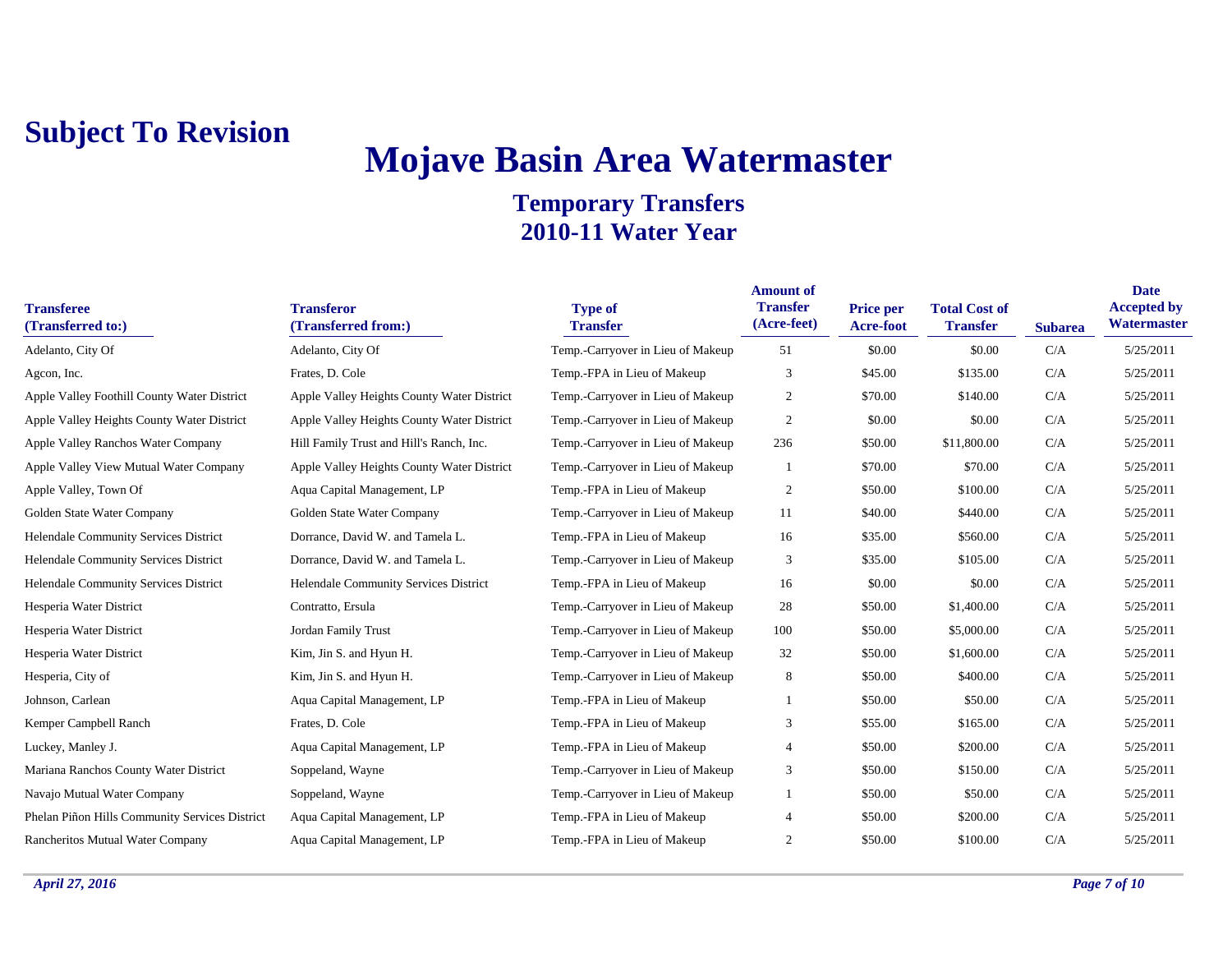**Subject To Revision**

# Mojave Basin Area Watermaster

## Temporary Transfers
## 2010-11 Water Year

| Transferee (Transferred to:) | Transferor (Transferred from:) | Type of Transfer | Amount of Transfer (Acre-feet) | Price per Acre-foot | Total Cost of Transfer | Subarea | Date Accepted by Watermaster |
|---|---|---|---|---|---|---|---|
| Adelanto, City Of | Adelanto, City Of | Temp.-Carryover in Lieu of Makeup | 51 | $0.00 | $0.00 | C/A | 5/25/2011 |
| Agcon, Inc. | Frates, D. Cole | Temp.-FPA in Lieu of Makeup | 3 | $45.00 | $135.00 | C/A | 5/25/2011 |
| Apple Valley Foothill County Water District | Apple Valley Heights County Water District | Temp.-Carryover in Lieu of Makeup | 2 | $70.00 | $140.00 | C/A | 5/25/2011 |
| Apple Valley Heights County Water District | Apple Valley Heights County Water District | Temp.-Carryover in Lieu of Makeup | 2 | $0.00 | $0.00 | C/A | 5/25/2011 |
| Apple Valley Ranchos Water Company | Hill Family Trust and Hill's Ranch, Inc. | Temp.-Carryover in Lieu of Makeup | 236 | $50.00 | $11,800.00 | C/A | 5/25/2011 |
| Apple Valley View Mutual Water Company | Apple Valley Heights County Water District | Temp.-Carryover in Lieu of Makeup | 1 | $70.00 | $70.00 | C/A | 5/25/2011 |
| Apple Valley, Town Of | Aqua Capital Management, LP | Temp.-FPA in Lieu of Makeup | 2 | $50.00 | $100.00 | C/A | 5/25/2011 |
| Golden State Water Company | Golden State Water Company | Temp.-Carryover in Lieu of Makeup | 11 | $40.00 | $440.00 | C/A | 5/25/2011 |
| Helendale Community Services District | Dorrance, David W. and Tamela L. | Temp.-FPA in Lieu of Makeup | 16 | $35.00 | $560.00 | C/A | 5/25/2011 |
| Helendale Community Services District | Dorrance, David W. and Tamela L. | Temp.-Carryover in Lieu of Makeup | 3 | $35.00 | $105.00 | C/A | 5/25/2011 |
| Helendale Community Services District | Helendale Community Services District | Temp.-FPA in Lieu of Makeup | 16 | $0.00 | $0.00 | C/A | 5/25/2011 |
| Hesperia Water District | Contratto, Ersula | Temp.-Carryover in Lieu of Makeup | 28 | $50.00 | $1,400.00 | C/A | 5/25/2011 |
| Hesperia Water District | Jordan Family Trust | Temp.-Carryover in Lieu of Makeup | 100 | $50.00 | $5,000.00 | C/A | 5/25/2011 |
| Hesperia Water District | Kim, Jin S. and Hyun H. | Temp.-Carryover in Lieu of Makeup | 32 | $50.00 | $1,600.00 | C/A | 5/25/2011 |
| Hesperia, City of | Kim, Jin S. and Hyun H. | Temp.-Carryover in Lieu of Makeup | 8 | $50.00 | $400.00 | C/A | 5/25/2011 |
| Johnson, Carlean | Aqua Capital Management, LP | Temp.-FPA in Lieu of Makeup | 1 | $50.00 | $50.00 | C/A | 5/25/2011 |
| Kemper Campbell Ranch | Frates, D. Cole | Temp.-FPA in Lieu of Makeup | 3 | $55.00 | $165.00 | C/A | 5/25/2011 |
| Luckey, Manley J. | Aqua Capital Management, LP | Temp.-FPA in Lieu of Makeup | 4 | $50.00 | $200.00 | C/A | 5/25/2011 |
| Mariana Ranchos County Water District | Soppeland, Wayne | Temp.-Carryover in Lieu of Makeup | 3 | $50.00 | $150.00 | C/A | 5/25/2011 |
| Navajo Mutual Water Company | Soppeland, Wayne | Temp.-Carryover in Lieu of Makeup | 1 | $50.00 | $50.00 | C/A | 5/25/2011 |
| Phelan Piñon Hills Community Services District | Aqua Capital Management, LP | Temp.-FPA in Lieu of Makeup | 4 | $50.00 | $200.00 | C/A | 5/25/2011 |
| Rancheritos Mutual Water Company | Aqua Capital Management, LP | Temp.-FPA in Lieu of Makeup | 2 | $50.00 | $100.00 | C/A | 5/25/2011 |

*April 27, 2016*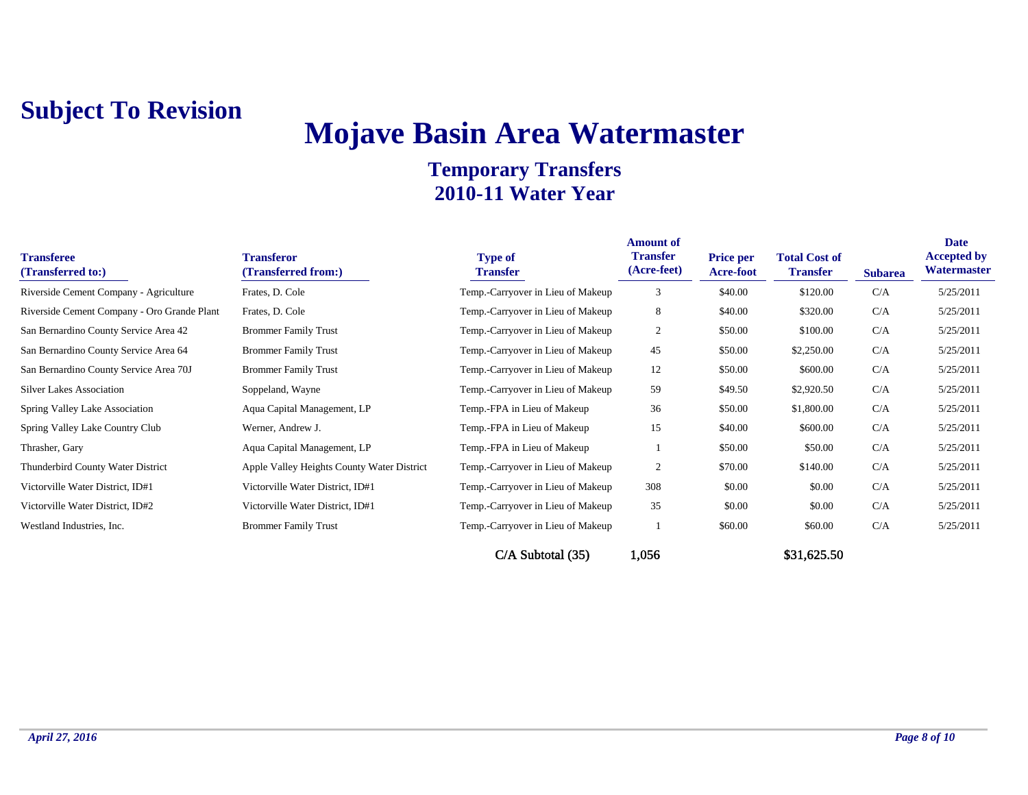**Subject To Revision**

# Mojave Basin Area Watermaster

## Temporary Transfers
## 2010-11 Water Year

| Transferee (Transferred to:) | Transferor (Transferred from:) | Type of Transfer | Amount of Transfer (Acre-feet) | Price per Acre-foot | Total Cost of Transfer | Subarea | Date Accepted by Watermaster |
|---|---|---|---|---|---|---|---|
| Riverside Cement Company - Agriculture | Frates, D. Cole | Temp.-Carryover in Lieu of Makeup | 3 | $40.00 | $120.00 | C/A | 5/25/2011 |
| Riverside Cement Company - Oro Grande Plant | Frates, D. Cole | Temp.-Carryover in Lieu of Makeup | 8 | $40.00 | $320.00 | C/A | 5/25/2011 |
| San Bernardino County Service Area 42 | Brommer Family Trust | Temp.-Carryover in Lieu of Makeup | 2 | $50.00 | $100.00 | C/A | 5/25/2011 |
| San Bernardino County Service Area 64 | Brommer Family Trust | Temp.-Carryover in Lieu of Makeup | 45 | $50.00 | $2,250.00 | C/A | 5/25/2011 |
| San Bernardino County Service Area 70J | Brommer Family Trust | Temp.-Carryover in Lieu of Makeup | 12 | $50.00 | $600.00 | C/A | 5/25/2011 |
| Silver Lakes Association | Soppeland, Wayne | Temp.-Carryover in Lieu of Makeup | 59 | $49.50 | $2,920.50 | C/A | 5/25/2011 |
| Spring Valley Lake Association | Aqua Capital Management, LP | Temp.-FPA in Lieu of Makeup | 36 | $50.00 | $1,800.00 | C/A | 5/25/2011 |
| Spring Valley Lake Country Club | Werner, Andrew J. | Temp.-FPA in Lieu of Makeup | 15 | $40.00 | $600.00 | C/A | 5/25/2011 |
| Thrasher, Gary | Aqua Capital Management, LP | Temp.-FPA in Lieu of Makeup | 1 | $50.00 | $50.00 | C/A | 5/25/2011 |
| Thunderbird County Water District | Apple Valley Heights County Water District | Temp.-Carryover in Lieu of Makeup | 2 | $70.00 | $140.00 | C/A | 5/25/2011 |
| Victorville Water District, ID#1 | Victorville Water District, ID#1 | Temp.-Carryover in Lieu of Makeup | 308 | $0.00 | $0.00 | C/A | 5/25/2011 |
| Victorville Water District, ID#2 | Victorville Water District, ID#1 | Temp.-Carryover in Lieu of Makeup | 35 | $0.00 | $0.00 | C/A | 5/25/2011 |
| Westland Industries, Inc. | Brommer Family Trust | Temp.-Carryover in Lieu of Makeup | 1 | $60.00 | $60.00 | C/A | 5/25/2011 |
| | | C/A Subtotal (35) | 1,056 | | $31,625.50 | | |

*April 27, 2016*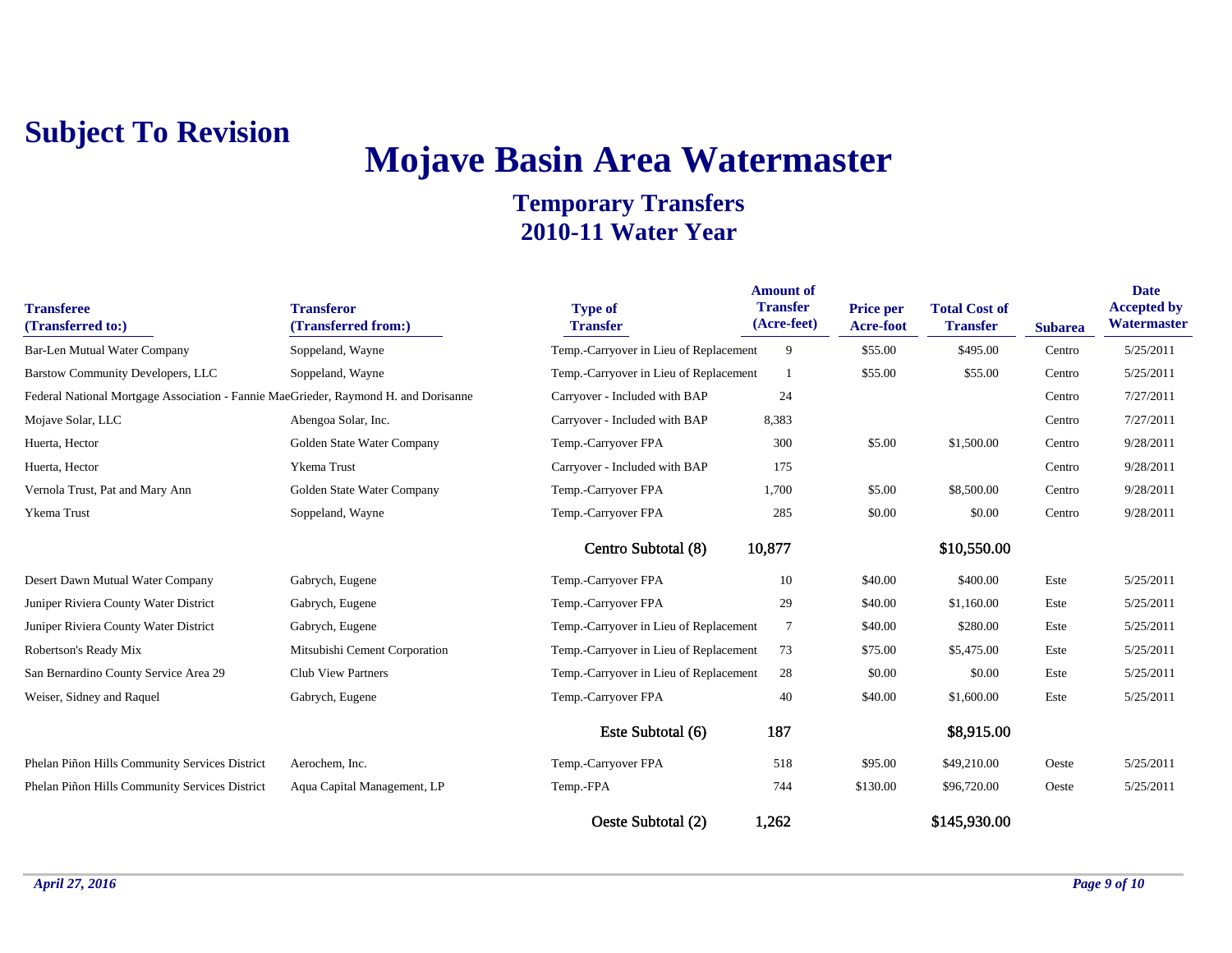**Subject To Revision**

# Mojave Basin Area Watermaster

## Temporary Transfers
## 2010-11 Water Year

| Transferee (Transferred to:) | Transferor (Transferred from:) | Type of Transfer | Amount of Transfer (Acre-feet) | Price per Acre-foot | Total Cost of Transfer | Subarea | Date Accepted by Watermaster |
|---|---|---|---|---|---|---|---|
| Bar-Len Mutual Water Company | Soppeland, Wayne | Temp.-Carryover in Lieu of Replacement | 9 | $55.00 | $495.00 | Centro | 5/25/2011 |
| Barstow Community Developers, LLC | Soppeland, Wayne | Temp.-Carryover in Lieu of Replacement | 1 | $55.00 | $55.00 | Centro | 5/25/2011 |
| Federal National Mortgage Association - Fannie Mae | Grieder, Raymond H. and Dorisanne | Carryover - Included with BAP | 24 | | | Centro | 7/27/2011 |
| Mojave Solar, LLC | Abengoa Solar, Inc. | Carryover - Included with BAP | 8,383 | | | Centro | 7/27/2011 |
| Huerta, Hector | Golden State Water Company | Temp.-Carryover FPA | 300 | $5.00 | $1,500.00 | Centro | 9/28/2011 |
| Huerta, Hector | Ykema Trust | Carryover - Included with BAP | 175 | | | Centro | 9/28/2011 |
| Vernola Trust, Pat and Mary Ann | Golden State Water Company | Temp.-Carryover FPA | 1,700 | $5.00 | $8,500.00 | Centro | 9/28/2011 |
| Ykema Trust | Soppeland, Wayne | Temp.-Carryover FPA | 285 | $0.00 | $0.00 | Centro | 9/28/2011 |
| | | Centro Subtotal (8) | 10,877 | | $10,550.00 | | |
| Desert Dawn Mutual Water Company | Gabrych, Eugene | Temp.-Carryover FPA | 10 | $40.00 | $400.00 | Este | 5/25/2011 |
| Juniper Riviera County Water District | Gabrych, Eugene | Temp.-Carryover FPA | 29 | $40.00 | $1,160.00 | Este | 5/25/2011 |
| Juniper Riviera County Water District | Gabrych, Eugene | Temp.-Carryover in Lieu of Replacement | 7 | $40.00 | $280.00 | Este | 5/25/2011 |
| Robertson's Ready Mix | Mitsubishi Cement Corporation | Temp.-Carryover in Lieu of Replacement | 73 | $75.00 | $5,475.00 | Este | 5/25/2011 |
| San Bernardino County Service Area 29 | Club View Partners | Temp.-Carryover in Lieu of Replacement | 28 | $0.00 | $0.00 | Este | 5/25/2011 |
| Weiser, Sidney and Raquel | Gabrych, Eugene | Temp.-Carryover FPA | 40 | $40.00 | $1,600.00 | Este | 5/25/2011 |
| | | Este Subtotal (6) | 187 | | $8,915.00 | | |
| Phelan Piñon Hills Community Services District | Aerochem, Inc. | Temp.-Carryover FPA | 518 | $95.00 | $49,210.00 | Oeste | 5/25/2011 |
| Phelan Piñon Hills Community Services District | Aqua Capital Management, LP | Temp.-FPA | 744 | $130.00 | $96,720.00 | Oeste | 5/25/2011 |
| | | Oeste Subtotal (2) | 1,262 | | $145,930.00 | | |

*April 27, 2016*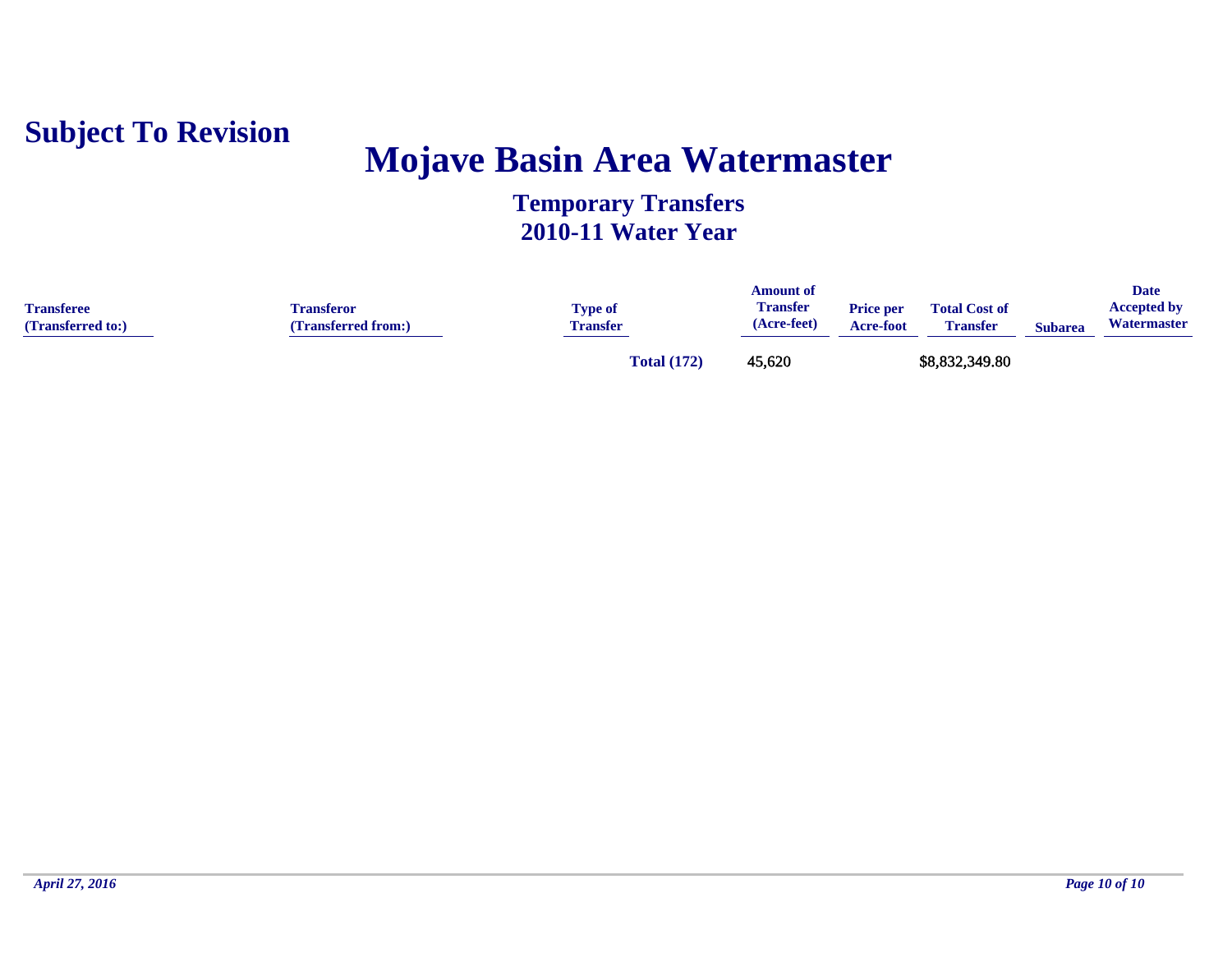**Subject To Revision**

# Mojave Basin Area Watermaster

## Temporary Transfers
## 2010-11 Water Year

| Transferee (Transferred to:) | Transferor (Transferred from:) | Type of Transfer | | Amount of Transfer (Acre-feet) | Price per Acre-foot | Total Cost of Transfer | Subarea | Date Accepted by Watermaster |
|---|---|---|---|---|---|---|---|---|
| | | | **Total (172)** | 45,620 | | $8,832,349.80 | | |